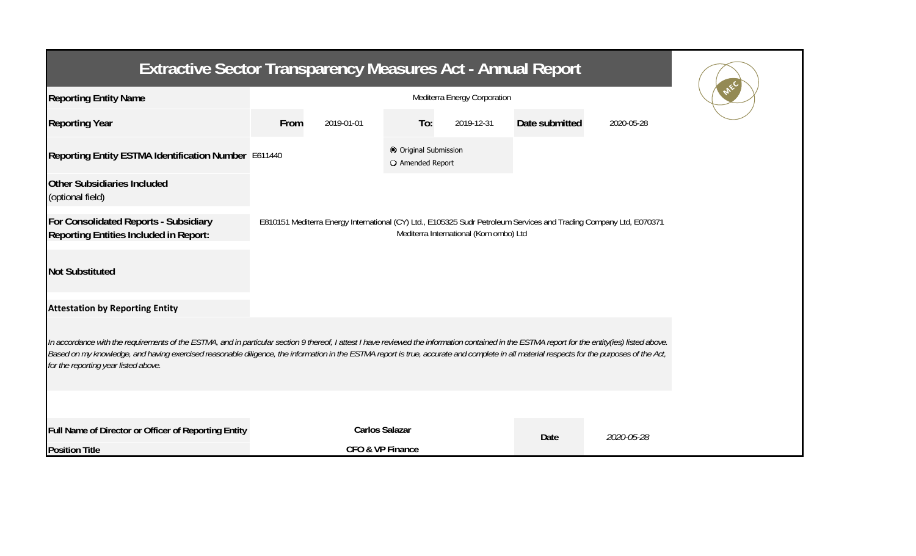# Extractive Sector Transparency Measures Act - Annual Report

| | | | | | | |
|---|---|---|---|---|---|---|
| **Reporting Entity Name** | Mediterra Energy Corporation | | | | | |
| **Reporting Year** | **From** | 2019-01-01 | **To:** | 2019-12-31 | **Date submitted** | 2020-05-28 |
| **Reporting Entity ESTMA Identification Number** | E611440 | | ◉ Original Submission<br>○ Amended Report | | | |
| **Other Subsidiaries Included** (optional field) | | | | | | |
| **For Consolidated Reports - Subsidiary Reporting Entities Included in Report:** | E810151 Mediterra Energy International (CY) Ltd., E105325 Sudr Petroleum Services and Trading Company Ltd, E070371 Mediterra International (Kom ombo) Ltd | | | | | |
| **Not Substituted** | | | | | | |

**Attestation by Reporting Entity**

*In accordance with the requirements of the ESTMA, and in particular section 9 thereof, I attest I have reviewed the information contained in the ESTMA report for the entity(ies) listed above. Based on my knowledge, and having exercised reasonable diligence, the information in the ESTMA report is true, accurate and complete in all material respects for the purposes of the Act, for the reporting year listed above.*

| | | | |
|---|---|---|---|
| **Full Name of Director or Officer of Reporting Entity** | **Carlos Salazar** | **Date** | *2020-05-28* |
| **Position Title** | **CFO & VP Finance** | | |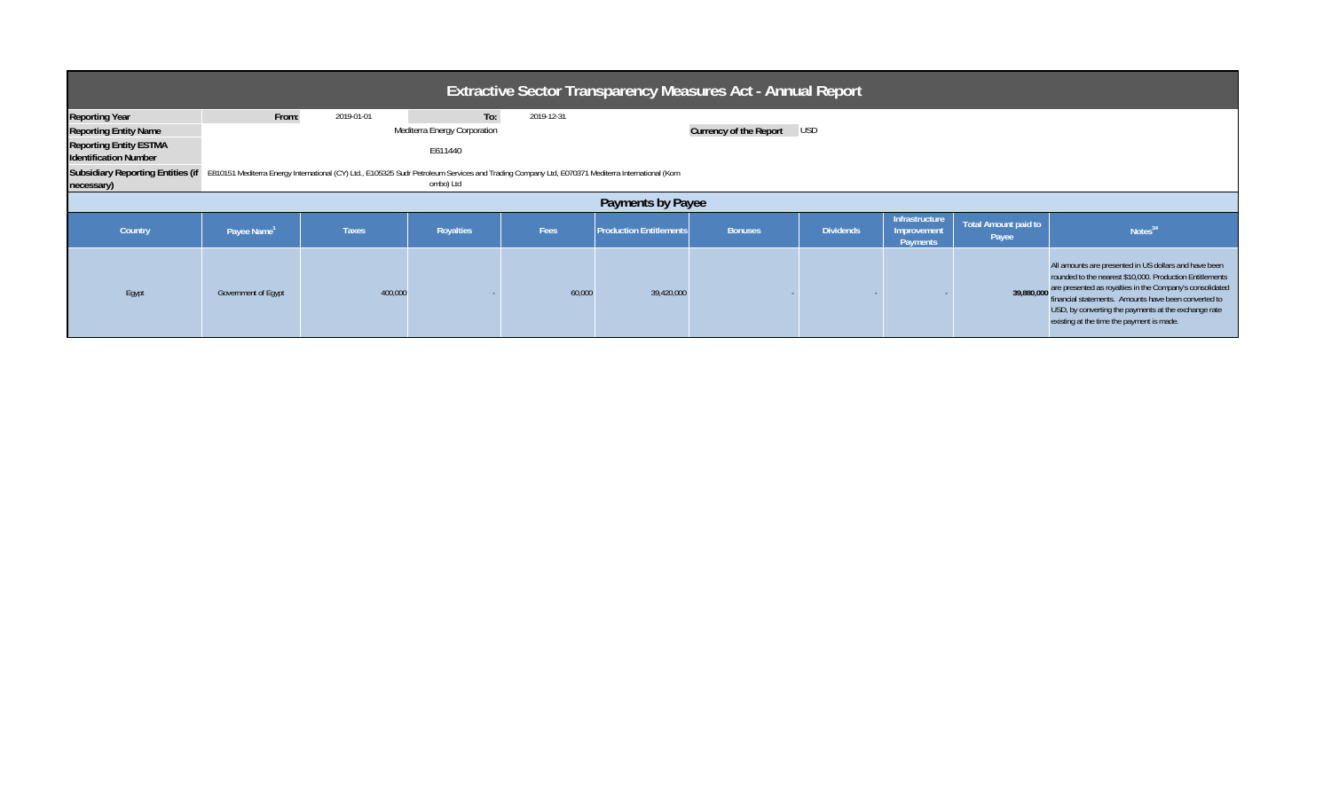# Extractive Sector Transparency Measures Act - Annual Report

| | | | | |
|---|---|---|---|---|
| **Reporting Year** | **From:** | 2019-01-01 | **To:** | 2019-12-31 |
| **Reporting Entity Name** | Mediterra Energy Corporation | | **Currency of the Report** | USD |
| **Reporting Entity ESTMA Identification Number** | E611440 | | | |
| **Subsidiary Reporting Entities (if necessary)** | E810151 Mediterra Energy International (CY) Ltd., E105325 Sudr Petroleum Services and Trading Company Ltd, E070371 Mediterra International (Kom ombo) Ltd | | | |

## Payments by Payee

| Country | Payee Name[1] | Taxes | Royalties | Fees | Production Entitlements | Bonuses | Dividends | Infrastructure Improvement Payments | Total Amount paid to Payee | Notes[34] |
|---|---|---|---|---|---|---|---|---|---|---|
| Egypt | Government of Egypt | 400,000 | - | 60,000 | 39,420,000 | - | - | - | **39,880,000** | All amounts are presented in US dollars and have been rounded to the nearest $10,000. Production Entitlements are presented as royalties in the Company's consolidated financial statements. Amounts have been converted to USD, by converting the payments at the exchange rate existing at the time the payment is made. |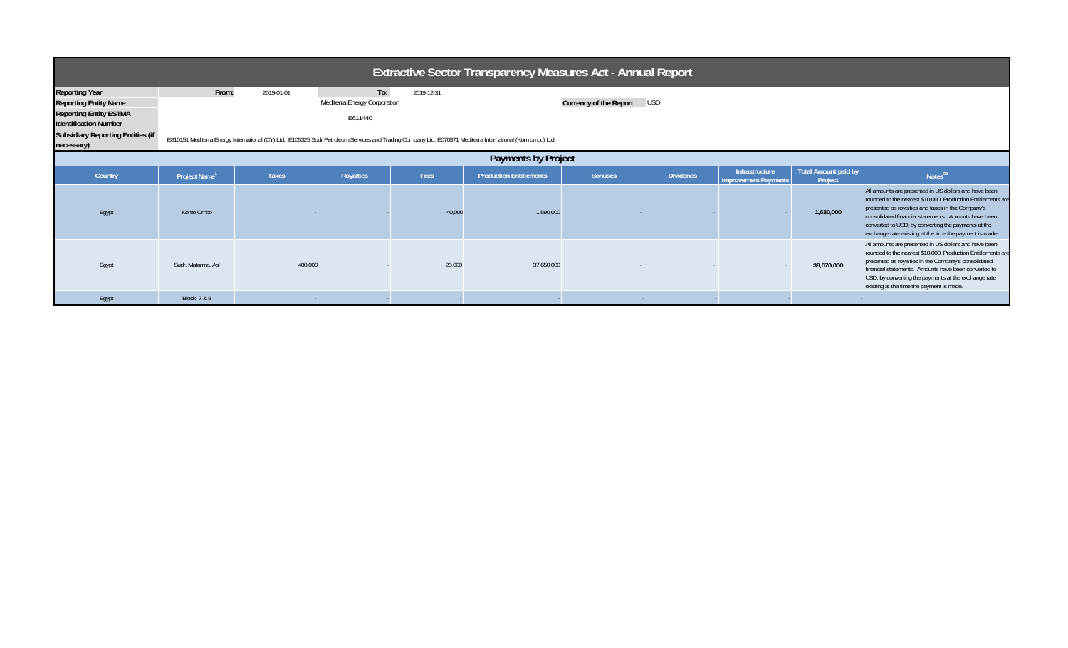# Extractive Sector Transparency Measures Act - Annual Report

| | | | | | |
|---|---|---|---|---|---|
| **Reporting Year** | **From:** | 2019-01-01 | **To:** | 2019-12-31 | |
| **Reporting Entity Name** | | Mediterra Energy Corporation | | **Currency of the Report** | USD |
| **Reporting Entity ESTMA Identification Number** | | E611440 | | | |
| **Subsidiary Reporting Entities (if necessary)** | E810151 Mediterra Energy International (CY) Ltd., E105325 Sudr Petroleum Services and Trading Company Ltd, E070371 Mediterra International (Kom ombo) Ltd | | | | |

## Payments by Project

| Country | Project Name[1] | Taxes | Royalties | Fees | Production Entitlements | Bonuses | Dividends | Infrastructure Improvement Payments | Total Amount paid by Project | Notes[23] |
|---|---|---|---|---|---|---|---|---|---|---|
| Egypt | Komo Ombo | - | - | 40,000 | 1,590,000 | - | - | - | **1,630,000** | All amounts are presented in US dollars and have been rounded to the nearest $10,000. Production Entitlements are presented as royalties and taxes in the Company's consolidated financial statements. Amounts have been converted to USD, by converting the payments at the exchange rate existing at the time the payment is made. |
| Egypt | Sudr, Matarma, Asl | 400,000 | - | 20,000 | 37,650,000 | - | - | - | **38,070,000** | All amounts are presented in US dollars and have been rounded to the nearest $10,000. Production Entitlements are presented as royalties and taxes in the Company's consolidated financial statements. Amounts have been converted to USD, by converting the payments at the exchange rate existing at the time the payment is made. |
| Egypt | Block 7 & 8 | - | - | - | - | - | - | - | - | |